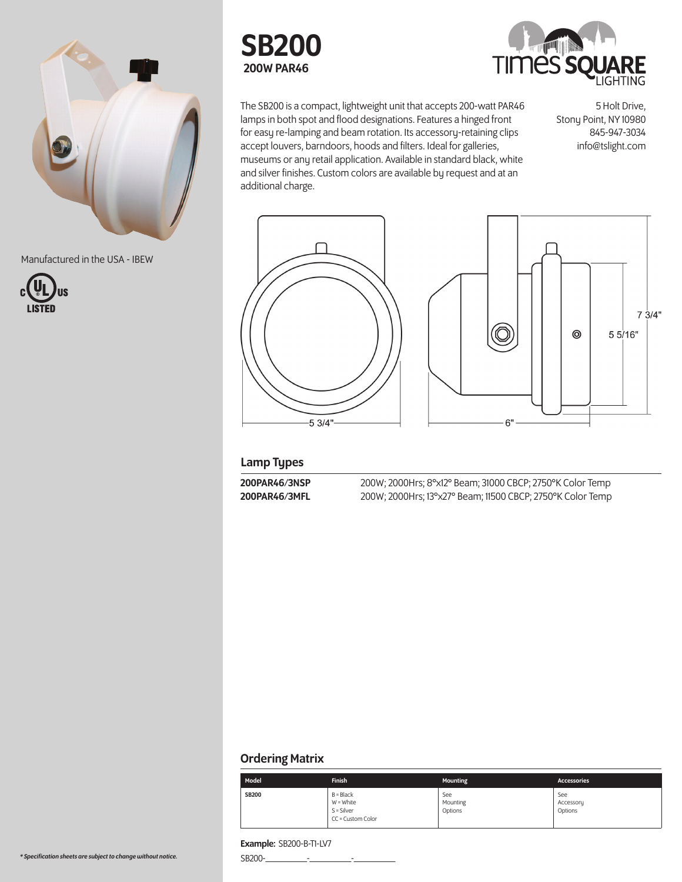# SB200

**200W PAR46**

TIMES SQUARE LIGHTING

The SB200 is a compact, lightweight unit that accepts 200-watt PAR46 lamps in both spot and flood designations. Features a hinged front for easy re-lamping and beam rotation. Its accessory-retaining clips accept louvers, barndoors, hoods and filters. Ideal for galleries, museums or any retail application. Available in standard black, white and silver finishes. Custom colors are available by request and at an additional charge.

5 Holt Drive,
Stony Point, NY 10980
845-947-3034
info@tslight.com

Manufactured in the USA - IBEW

c UL us LISTED

5 3/4"
6"
7 3/4"
5 5/16"

## Lamp Types

| | |
|---|---|
| **200PAR46/3NSP** | 200W; 2000Hrs; 8°x12° Beam; 31000 CBCP; 2750°K Color Temp |
| **200PAR46/3MFL** | 200W; 2000Hrs; 13°x27° Beam; 11500 CBCP; 2750°K Color Temp |

## Ordering Matrix

| Model | Finish | Mounting | Accessories |
|---|---|---|---|
| **SB200** | B = Black<br>W = White<br>S = Silver<br>CC = Custom Color | See Mounting Options | See Accessory Options |

**Example:** SB200-B-T1-LV7

SB200-\_\_\_\_\_\_\_\_\_\_-\_\_\_\_\_\_\_\_\_\_-\_\_\_\_\_\_\_\_\_\_

*\* Specification sheets are subject to change without notice.*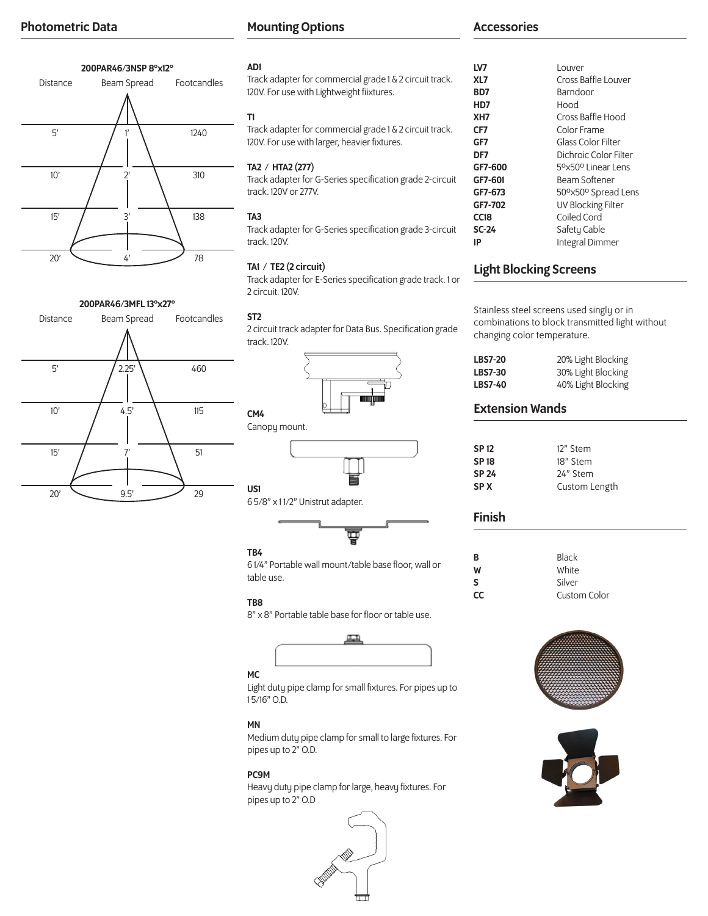## Photometric Data

**200PAR46/3NSP 8°x12°**

| Distance | Beam Spread | Footcandles |
|---|---|---|
| 5' | 1' | 1240 |
| 10' | 2' | 310 |
| 15' | 3' | 138 |
| 20' | 4' | 78 |

**200PAR46/3MFL 13°x27°**

| Distance | Beam Spread | Footcandles |
|---|---|---|
| 5' | 2.25' | 460 |
| 10' | 4.5' | 115 |
| 15' | 7' | 51 |
| 20' | 9.5' | 29 |

## Mounting Options

**AD1**
Track adapter for commercial grade 1 & 2 circuit track. 120V. For use with Lightweight fiixtures.

**T1**
Track adapter for commercial grade 1 & 2 circuit track. 120V. For use with larger, heavier fixtures.

**TA2 / HTA2 (277)**
Track adapter for G-Series specification grade 2-circuit track. 120V or 277V.

**TA3**
Track adapter for G-Series specification grade 3-circuit track. 120V.

**TA1 / TE2 (2 circuit)**
Track adapter for E-Series specification grade track. 1 or 2 circuit. 120V.

**ST2**
2 circuit track adapter for Data Bus. Specification grade track. 120V.

**CM4**
Canopy mount.

**US1**
6 5/8" x 1 1/2" Unistrut adapter.

**TB4**
6 1/4" Portable wall mount/table base floor, wall or table use.

**TB8**
8" x 8" Portable table base for floor or table use.

**MC**
Light duty pipe clamp for small fixtures. For pipes up to 1 5/16" O.D.

**MN**
Medium duty pipe clamp for small to large fixtures. For pipes up to 2" O.D.

**PC9M**
Heavy duty pipe clamp for large, heavy fixtures. For pipes up to 2" O.D

## Accessories

| | |
|---|---|
| **LV7** | Louver |
| **XL7** | Cross Baffle Louver |
| **BD7** | Barndoor |
| **HD7** | Hood |
| **XH7** | Cross Baffle Hood |
| **CF7** | Color Frame |
| **GF7** | Glass Color Filter |
| **DF7** | Dichroic Color Filter |
| **GF7-600** | 5°x50° Linear Lens |
| **GF7-601** | Beam Softener |
| **GF7-673** | 50°x50° Spread Lens |
| **GF7-702** | UV Blocking Filter |
| **CC18** | Coiled Cord |
| **SC-24** | Safety Cable |
| **IP** | Integral Dimmer |

## Light Blocking Screens

Stainless steel screens used singly or in combinations to block transmitted light without changing color temperature.

| | |
|---|---|
| **LBS7-20** | 20% Light Blocking |
| **LBS7-30** | 30% Light Blocking |
| **LBS7-40** | 40% Light Blocking |

## Extension Wands

| | |
|---|---|
| **SP 12** | 12" Stem |
| **SP 18** | 18" Stem |
| **SP 24** | 24" Stem |
| **SP X** | Custom Length |

## Finish

| | |
|---|---|
| **B** | Black |
| **W** | White |
| **S** | Silver |
| **CC** | Custom Color |